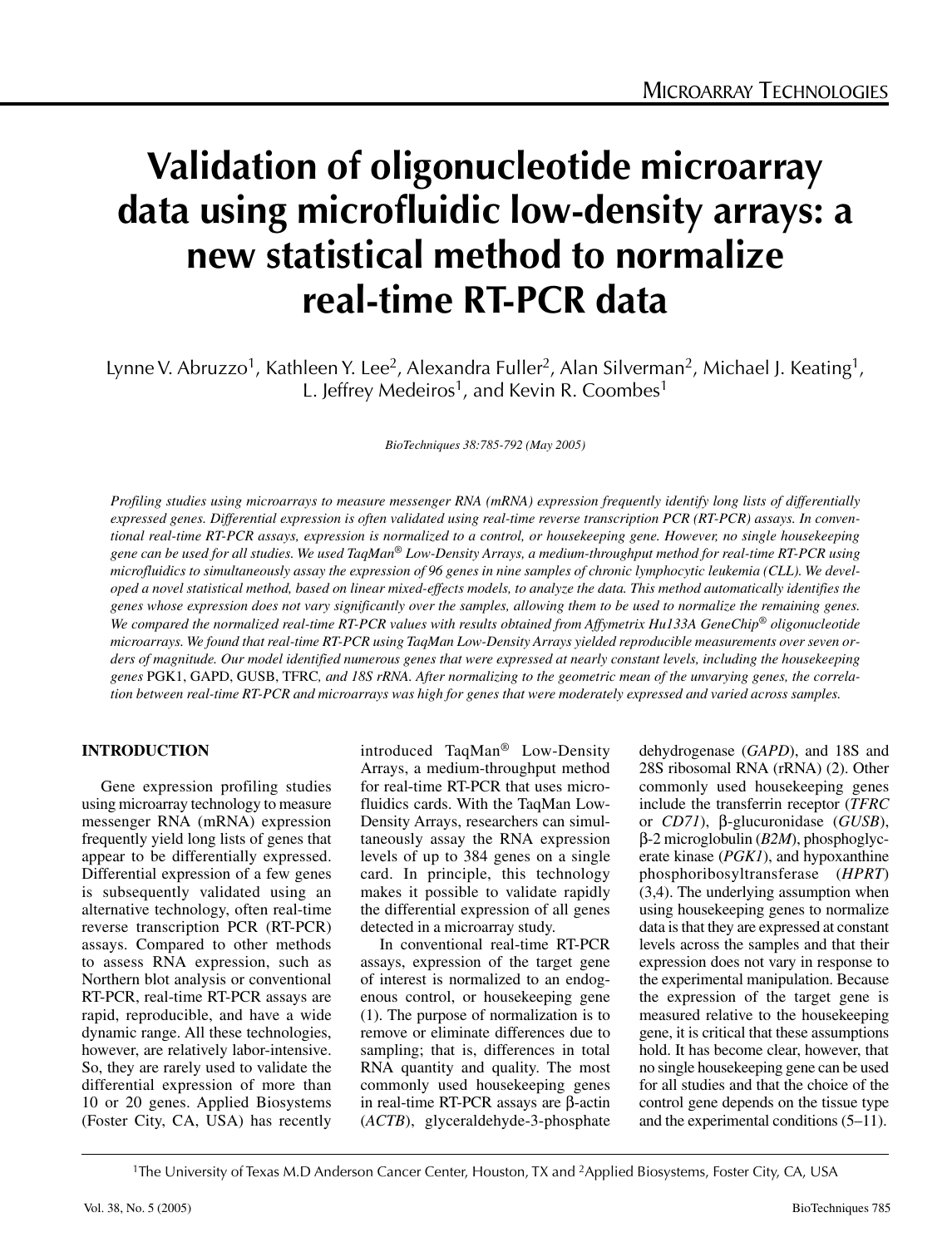# Validation of oligonucleotide microarray data using microfluidic low-density arrays: a new statistical method to normalize real-time RT-PCR data

Lynne V. Abruzzo[1], Kathleen Y. Lee[2], Alexandra Fuller[2], Alan Silverman[2], Michael J. Keating[1], L. Jeffrey Medeiros[1], and Kevin R. Coombes[1]

*BioTechniques 38:785-792 (May 2005)*

*Profiling studies using microarrays to measure messenger RNA (mRNA) expression frequently identify long lists of differentially expressed genes. Differential expression is often validated using real-time reverse transcription PCR (RT-PCR) assays. In conventional real-time RT-PCR assays, expression is normalized to a control, or housekeeping gene. However, no single housekeeping gene can be used for all studies. We used TaqMan® Low-Density Arrays, a medium-throughput method for real-time RT-PCR using microfluidics to simultaneously assay the expression of 96 genes in nine samples of chronic lymphocytic leukemia (CLL). We developed a novel statistical method, based on linear mixed-effects models, to analyze the data. This method automatically identifies the genes whose expression does not vary significantly over the samples, allowing them to be used to normalize the remaining genes. We compared the normalized real-time RT-PCR values with results obtained from Affymetrix Hu133A GeneChip® oligonucleotide microarrays. We found that real-time RT-PCR using TaqMan Low-Density Arrays yielded reproducible measurements over seven orders of magnitude. Our model identified numerous genes that were expressed at nearly constant levels, including the housekeeping genes* PGK1, GAPD, GUSB, TFRC, *and 18S rRNA. After normalizing to the geometric mean of the unvarying genes, the correlation between real-time RT-PCR and microarrays was high for genes that were moderately expressed and varied across samples.*

## INTRODUCTION

Gene expression profiling studies using microarray technology to measure messenger RNA (mRNA) expression frequently yield long lists of genes that appear to be differentially expressed. Differential expression of a few genes is subsequently validated using an alternative technology, often real-time reverse transcription PCR (RT-PCR) assays. Compared to other methods to assess RNA expression, such as Northern blot analysis or conventional RT-PCR, real-time RT-PCR assays are rapid, reproducible, and have a wide dynamic range. All these technologies, however, are relatively labor-intensive. So, they are rarely used to validate the differential expression of more than 10 or 20 genes. Applied Biosystems (Foster City, CA, USA) has recently introduced TaqMan® Low-Density Arrays, a medium-throughput method for real-time RT-PCR that uses microfluidics cards. With the TaqMan Low-Density Arrays, researchers can simultaneously assay the RNA expression levels of up to 384 genes on a single card. In principle, this technology makes it possible to validate rapidly the differential expression of all genes detected in a microarray study.

In conventional real-time RT-PCR assays, expression of the target gene of interest is normalized to an endogenous control, or housekeeping gene (1). The purpose of normalization is to remove or eliminate differences due to sampling; that is, differences in total RNA quantity and quality. The most commonly used housekeeping genes in real-time RT-PCR assays are β-actin (*ACTB*), glyceraldehyde-3-phosphate dehydrogenase (*GAPD*), and 18S and 28S ribosomal RNA (rRNA) (2). Other commonly used housekeeping genes include the transferrin receptor (*TFRC* or *CD71*), β-glucuronidase (*GUSB*), β-2 microglobulin (*B2M*), phosphoglycerate kinase (*PGK1*), and hypoxanthine phosphoribosyltransferase (*HPRT*) (3,4). The underlying assumption when using housekeeping genes to normalize data is that they are expressed at constant levels across the samples and that their expression does not vary in response to the experimental manipulation. Because the expression of the target gene is measured relative to the housekeeping gene, it is critical that these assumptions hold. It has become clear, however, that no single housekeeping gene can be used for all studies and that the choice of the control gene depends on the tissue type and the experimental conditions (5–11).

[1]The University of Texas M.D Anderson Cancer Center, Houston, TX and [2]Applied Biosystems, Foster City, CA, USA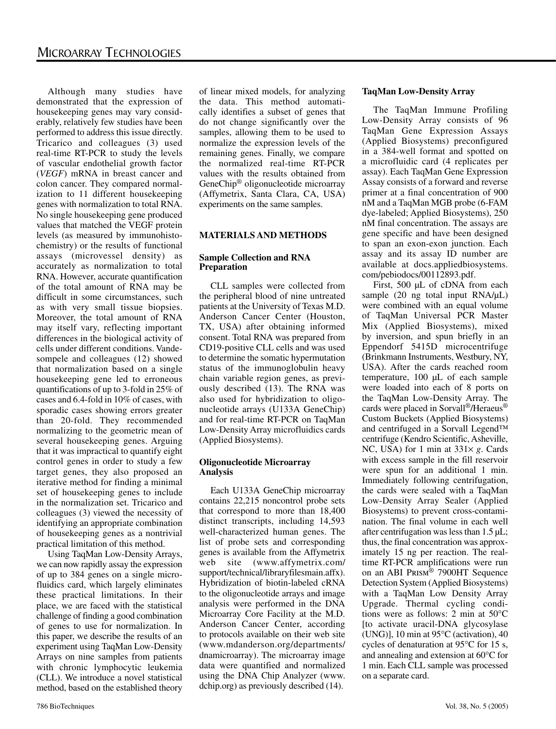Although many studies have demonstrated that the expression of housekeeping genes may vary considerably, relatively few studies have been performed to address this issue directly. Tricarico and colleagues (3) used real-time RT-PCR to study the levels of vascular endothelial growth factor (*VEGF*) mRNA in breast cancer and colon cancer. They compared normalization to 11 different housekeeping genes with normalization to total RNA. No single housekeeping gene produced values that matched the VEGF protein levels (as measured by immunohistochemistry) or the results of functional assays (microvessel density) as accurately as normalization to total RNA. However, accurate quantification of the total amount of RNA may be difficult in some circumstances, such as with very small tissue biopsies. Moreover, the total amount of RNA may itself vary, reflecting important differences in the biological activity of cells under different conditions. Vandesompele and colleagues (12) showed that normalization based on a single housekeeping gene led to erroneous quantifications of up to 3-fold in 25% of cases and 6.4-fold in 10% of cases, with sporadic cases showing errors greater than 20-fold. They recommended normalizing to the geometric mean of several housekeeping genes. Arguing that it was impractical to quantify eight control genes in order to study a few target genes, they also proposed an iterative method for finding a minimal set of housekeeping genes to include in the normalization set. Tricarico and colleagues (3) viewed the necessity of identifying an appropriate combination of housekeeping genes as a nontrivial practical limitation of this method.

Using TaqMan Low-Density Arrays, we can now rapidly assay the expression of up to 384 genes on a single microfluidics card, which largely eliminates these practical limitations. In their place, we are faced with the statistical challenge of finding a good combination of genes to use for normalization. In this paper, we describe the results of an experiment using TaqMan Low-Density Arrays on nine samples from patients with chronic lymphocytic leukemia (CLL). We introduce a novel statistical method, based on the established theory of linear mixed models, for analyzing the data. This method automatically identifies a subset of genes that do not change significantly over the samples, allowing them to be used to normalize the expression levels of the remaining genes. Finally, we compare the normalized real-time RT-PCR values with the results obtained from GeneChip® oligonucleotide microarray (Affymetrix, Santa Clara, CA, USA) experiments on the same samples.

## MATERIALS AND METHODS

### Sample Collection and RNA Preparation

CLL samples were collected from the peripheral blood of nine untreated patients at the University of Texas M.D. Anderson Cancer Center (Houston, TX, USA) after obtaining informed consent. Total RNA was prepared from CD19-positive CLL cells and was used to determine the somatic hypermutation status of the immunoglobulin heavy chain variable region genes, as previously described (13). The RNA was also used for hybridization to oligonucleotide arrays (U133A GeneChip) and for real-time RT-PCR on TaqMan Low-Density Array microfluidics cards (Applied Biosystems).

### Oligonucleotide Microarray Analysis

Each U133A GeneChip microarray contains 22,215 noncontrol probe sets that correspond to more than 18,400 distinct transcripts, including 14,593 well-characterized human genes. The list of probe sets and corresponding genes is available from the Affymetrix web site (www.affymetrix.com/support/technical/libraryfilesmain.affx). Hybridization of biotin-labeled cRNA to the oligonucleotide arrays and image analysis were performed in the DNA Microarray Core Facility at the M.D. Anderson Cancer Center, according to protocols available on their web site (www.mdanderson.org/departments/dnamicroarray). The microarray image data were quantified and normalized using the DNA Chip Analyzer (www.dchip.org) as previously described (14).

### TaqMan Low-Density Array

The TaqMan Immune Profiling Low-Density Array consists of 96 TaqMan Gene Expression Assays (Applied Biosystems) preconfigured in a 384-well format and spotted on a microfluidic card (4 replicates per assay). Each TaqMan Gene Expression Assay consists of a forward and reverse primer at a final concentration of 900 nM and a TaqMan MGB probe (6-FAM dye-labeled; Applied Biosystems), 250 nM final concentration. The assays are gene specific and have been designed to span an exon-exon junction. Each assay and its assay ID number are available at docs.appliedbiosystems.com/pebiodocs/00112893.pdf.

First, 500 µL of cDNA from each sample (20 ng total input RNA/µL) were combined with an equal volume of TaqMan Universal PCR Master Mix (Applied Biosystems), mixed by inversion, and spun briefly in an Eppendorf 5415D microcentrifuge (Brinkmann Instruments, Westbury, NY, USA). After the cards reached room temperature, 100 µL of each sample were loaded into each of 8 ports on the TaqMan Low-Density Array. The cards were placed in Sorvall®/Heraeus® Custom Buckets (Applied Biosystems) and centrifuged in a Sorvall Legend™ centrifuge (Kendro Scientific, Asheville, NC, USA) for 1 min at 331× *g*. Cards with excess sample in the fill reservoir were spun for an additional 1 min. Immediately following centrifugation, the cards were sealed with a TaqMan Low-Density Array Sealer (Applied Biosystems) to prevent cross-contamination. The final volume in each well after centrifugation was less than 1.5 µL; thus, the final concentration was approximately 15 ng per reaction. The real-time RT-PCR amplifications were run on an ABI PRISM® 7900HT Sequence Detection System (Applied Biosystems) with a TaqMan Low Density Array Upgrade. Thermal cycling conditions were as follows: 2 min at 50°C [to activate uracil-DNA glycosylase (UNG)], 10 min at 95°C (activation), 40 cycles of denaturation at 95°C for 15 s, and annealing and extension at 60°C for 1 min. Each CLL sample was processed on a separate card.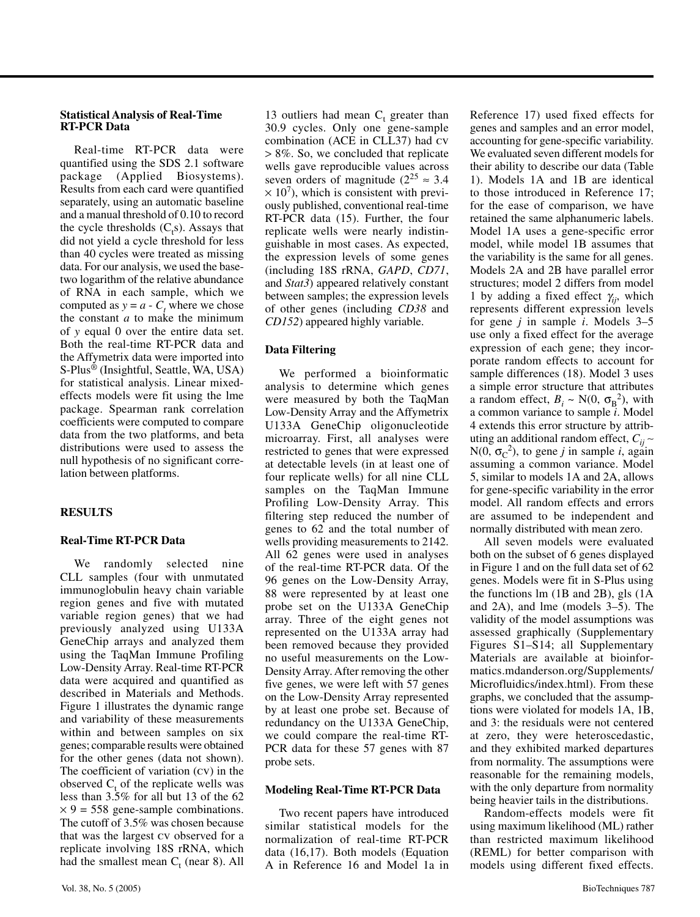### Statistical Analysis of Real-Time RT-PCR Data

Real-time RT-PCR data were quantified using the SDS 2.1 software package (Applied Biosystems). Results from each card were quantified separately, using an automatic baseline and a manual threshold of 0.10 to record the cycle thresholds ($C_t$s). Assays that did not yield a cycle threshold for less than 40 cycles were treated as missing data. For our analysis, we used the base-two logarithm of the relative abundance of RNA in each sample, which we computed as $y = a - C_t$ where we chose the constant $a$ to make the minimum of $y$ equal 0 over the entire data set. Both the real-time RT-PCR data and the Affymetrix data were imported into S-Plus® (Insightful, Seattle, WA, USA) for statistical analysis. Linear mixed-effects models were fit using the lme package. Spearman rank correlation coefficients were computed to compare data from the two platforms, and beta distributions were used to assess the null hypothesis of no significant correlation between platforms.

## RESULTS

### Real-Time RT-PCR Data

We randomly selected nine CLL samples (four with unmutated immunoglobulin heavy chain variable region genes and five with mutated variable region genes) that we had previously analyzed using U133A GeneChip arrays and analyzed them using the TaqMan Immune Profiling Low-Density Array. Real-time RT-PCR data were acquired and quantified as described in Materials and Methods. Figure 1 illustrates the dynamic range and variability of these measurements within and between samples on six genes; comparable results were obtained for the other genes (data not shown). The coefficient of variation (CV) in the observed $C_t$ of the replicate wells was less than 3.5% for all but 13 of the 62 $\times$ 9 = 558 gene-sample combinations. The cutoff of 3.5% was chosen because that was the largest CV observed for a replicate involving 18S rRNA, which had the smallest mean $C_t$ (near 8). All 13 outliers had mean $C_t$ greater than 30.9 cycles. Only one gene-sample combination (ACE in CLL37) had CV > 8%. So, we concluded that replicate wells gave reproducible values across seven orders of magnitude ($2^{25} \approx 3.4 \times 10^7$), which is consistent with previously published, conventional real-time RT-PCR data (15). Further, the four replicate wells were nearly indistinguishable in most cases. As expected, the expression levels of some genes (including 18S rRNA, *GAPD*, *CD71*, and *Stat3*) appeared relatively constant between samples; the expression levels of other genes (including *CD38* and *CD152*) appeared highly variable.

### Data Filtering

We performed a bioinformatic analysis to determine which genes were measured by both the TaqMan Low-Density Array and the Affymetrix U133A GeneChip oligonucleotide microarray. First, all analyses were restricted to genes that were expressed at detectable levels (in at least one of four replicate wells) for all nine CLL samples on the TaqMan Immune Profiling Low-Density Array. This filtering step reduced the number of genes to 62 and the total number of wells providing measurements to 2142. All 62 genes were used in analyses of the real-time RT-PCR data. Of the 96 genes on the Low-Density Array, 88 were represented by at least one probe set on the U133A GeneChip array. Three of the eight genes not represented on the U133A array had been removed because they provided no useful measurements on the Low-Density Array. After removing the other five genes, we were left with 57 genes on the Low-Density Array represented by at least one probe set. Because of redundancy on the U133A GeneChip, we could compare the real-time RT-PCR data for these 57 genes with 87 probe sets.

### Modeling Real-Time RT-PCR Data

Two recent papers have introduced similar statistical models for the normalization of real-time RT-PCR data (16,17). Both models (Equation A in Reference 16 and Model 1a in Reference 17) used fixed effects for genes and samples and an error model, accounting for gene-specific variability. We evaluated seven different models for their ability to describe our data (Table 1). Models 1A and 1B are identical to those introduced in Reference 17; for the ease of comparison, we have retained the same alphanumeric labels. Model 1A uses a gene-specific error model, while model 1B assumes that the variability is the same for all genes. Models 2A and 2B have parallel error structures; model 2 differs from model 1 by adding a fixed effect $\gamma_{ij}$, which represents different expression levels for gene $j$ in sample $i$. Models 3–5 use only a fixed effect for the average expression of each gene; they incorporate random effects to account for sample differences (18). Model 3 uses a simple error structure that attributes a random effect, $B_i \sim N(0, \sigma_B^2)$, with a common variance to sample $i$. Model 4 extends this error structure by attributing an additional random effect, $C_{ij} \sim N(0, \sigma_C^2)$, to gene $j$ in sample $i$, again assuming a common variance. Model 5, similar to models 1A and 2A, allows for gene-specific variability in the error model. All random effects and errors are assumed to be independent and normally distributed with mean zero.

All seven models were evaluated both on the subset of 6 genes displayed in Figure 1 and on the full data set of 62 genes. Models were fit in S-Plus using the functions lm (1B and 2B), gls (1A and 2A), and lme (models 3–5). The validity of the model assumptions was assessed graphically (Supplementary Figures S1–S14; all Supplementary Materials are available at bioinformatics.mdanderson.org/Supplements/Microfluidics/index.html). From these graphs, we concluded that the assumptions were violated for models 1A, 1B, and 3: the residuals were not centered at zero, they were heteroscedastic, and they exhibited marked departures from normality. The assumptions were reasonable for the remaining models, with the only departure from normality being heavier tails in the distributions.

Random-effects models were fit using maximum likelihood (ML) rather than restricted maximum likelihood (REML) for better comparison with models using different fixed effects.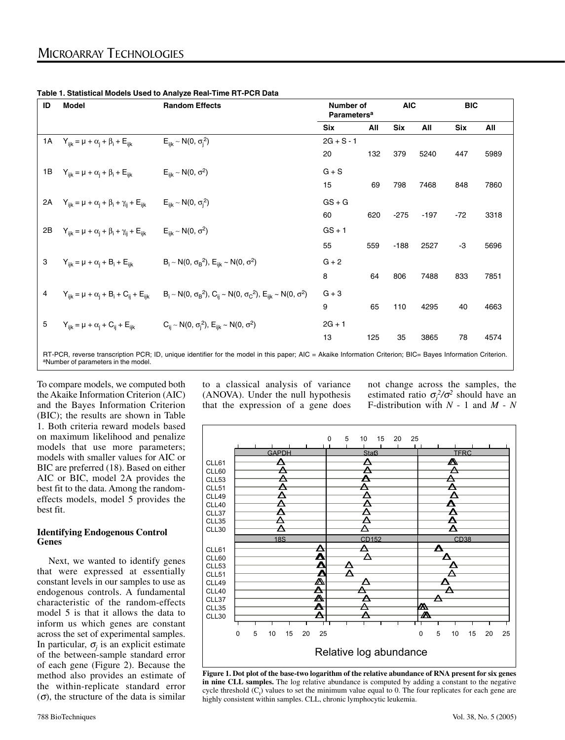**Table 1. Statistical Models Used to Analyze Real-Time RT-PCR Data**

| ID | Model | Random Effects | Number of Parameters[a] | | AIC | | BIC | |
|---|---|---|---|---|---|---|---|---|
| | | | Six | All | Six | All | Six | All |
| 1A | $Y_{ijk} = \mu + \alpha_j + \beta_i + E_{ijk}$ | $E_{ijk} \sim N(0, \sigma_j^2)$ | $2G + S - 1$ | | | | | |
| | | | 20 | 132 | 379 | 5240 | 447 | 5989 |
| 1B | $Y_{ijk} = \mu + \alpha_j + \beta_i + E_{ijk}$ | $E_{ijk} \sim N(0, \sigma^2)$ | $G + S$ | | | | | |
| | | | 15 | 69 | 798 | 7468 | 848 | 7860 |
| 2A | $Y_{ijk} = \mu + \alpha_j + \beta_i + \gamma_{ij} + E_{ijk}$ | $E_{ijk} \sim N(0, \sigma_j^2)$ | $GS + G$ | | | | | |
| | | | 60 | 620 | -275 | -197 | -72 | 3318 |
| 2B | $Y_{ijk} = \mu + \alpha_j + \beta_i + \gamma_{ij} + E_{ijk}$ | $E_{ijk} \sim N(0, \sigma^2)$ | $GS + 1$ | | | | | |
| | | | 55 | 559 | -188 | 2527 | -3 | 5696 |
| 3 | $Y_{ijk} = \mu + \alpha_j + B_i + E_{ijk}$ | $B_i \sim N(0, \sigma_B^2)$, $E_{ijk} \sim N(0, \sigma^2)$ | $G + 2$ | | | | | |
| | | | 8 | 64 | 806 | 7488 | 833 | 7851 |
| 4 | $Y_{ijk} = \mu + \alpha_j + B_i + C_{ij} + E_{ijk}$ | $B_i \sim N(0, \sigma_B^2)$, $C_{ij} \sim N(0, \sigma_C^2)$, $E_{ijk} \sim N(0, \sigma^2)$ | $G + 3$ | | | | | |
| | | | 9 | 65 | 110 | 4295 | 40 | 4663 |
| 5 | $Y_{ijk} = \mu + \alpha_j + C_{ij} + E_{ijk}$ | $C_{ij} \sim N(0, \sigma_j^2)$, $E_{ijk} \sim N(0, \sigma^2)$ | $2G + 1$ | | | | | |
| | | | 13 | 125 | 35 | 3865 | 78 | 4574 |

RT-PCR, reverse transcription PCR; ID, unique identifier for the model in this paper; AIC = Akaike Information Criterion; BIC= Bayes Information Criterion.
[a]Number of parameters in the model.

To compare models, we computed both the Akaike Information Criterion (AIC) and the Bayes Information Criterion (BIC); the results are shown in Table 1. Both criteria reward models based on maximum likelihood and penalize models that use more parameters; models with smaller values for AIC or BIC are preferred (18). Based on either AIC or BIC, model 2A provides the best fit to the data. Among the random-effects models, model 5 provides the best fit.

### Identifying Endogenous Control Genes

Next, we wanted to identify genes that were expressed at essentially constant levels in our samples to use as endogenous controls. A fundamental characteristic of the random-effects model 5 is that it allows the data to inform us which genes are constant across the set of experimental samples. In particular, $\sigma_j$ is an explicit estimate of the between-sample standard error of each gene (Figure 2). Because the method also provides an estimate of the within-replicate standard error ($\sigma$), the structure of the data is similar to a classical analysis of variance (ANOVA). Under the null hypothesis that the expression of a gene does not change across the samples, the estimated ratio $\sigma_j^2/\sigma^2$ should have an F-distribution with $N$ - 1 and $M$ - $N$

**Figure 1. Dot plot of the base-two logarithm of the relative abundance of RNA present for six genes in nine CLL samples.** The log relative abundance is computed by adding a constant to the negative cycle threshold ($C_t$) values to set the minimum value equal to 0. The four replicates for each gene are highly consistent within samples. CLL, chronic lymphocytic leukemia.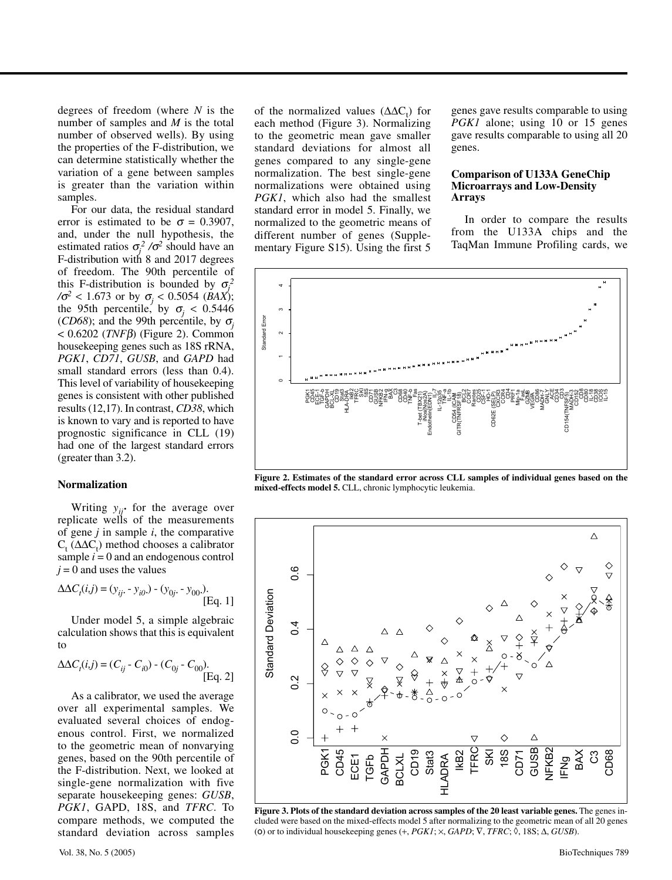degrees of freedom (where $N$ is the number of samples and $M$ is the total number of observed wells). By using the properties of the F-distribution, we can determine statistically whether the variation of a gene between samples is greater than the variation within samples.

For our data, the residual standard error is estimated to be $\sigma = 0.3907$, and, under the null hypothesis, the estimated ratios $\sigma_j^2 / \sigma^2$ should have an F-distribution with 8 and 2017 degrees of freedom. The 90th percentile of this F-distribution is bounded by $\sigma_j^2 / \sigma^2 < 1.673$ or by $\sigma_j < 0.5054$ (*BAX*); the 95th percentile, by $\sigma_j < 0.5446$ (*CD68*); and the 99th percentile, by $\sigma_j < 0.6202$ (*TNFβ*) (Figure 2). Common housekeeping genes such as 18S rRNA, *PGK1*, *CD71*, *GUSB*, and *GAPD* had small standard errors (less than 0.4). This level of variability of housekeeping genes is consistent with other published results (12,17). In contrast, *CD38*, which is known to vary and is reported to have prognostic significance in CLL (19) had one of the largest standard errors (greater than 3.2).

## Normalization

Writing $y_{ij\cdot}$ for the average over replicate wells of the measurements of gene $j$ in sample $i$, the comparative $C_t$ ($\Delta\Delta C_t$) method chooses a calibrator sample $i = 0$ and an endogenous control $j = 0$ and uses the values

$$\Delta\Delta C_t(i,j) = (y_{ij\cdot} - y_{i0\cdot}) - (y_{0j\cdot} - y_{00\cdot}). \quad \text{[Eq. 1]}$$

Under model 5, a simple algebraic calculation shows that this is equivalent to

$$\Delta\Delta C_t(i,j) = (C_{ij} - C_{i0}) - (C_{0j} - C_{00}). \quad \text{[Eq. 2]}$$

As a calibrator, we used the average over all experimental samples. We evaluated several choices of endogenous control. First, we normalized to the geometric mean of nonvarying genes, based on the 90th percentile of the F-distribution. Next, we looked at single-gene normalization with five separate housekeeping genes: *GUSB*, *PGK1*, GAPD, 18S, and *TFRC*. To compare methods, we computed the standard deviation across samples of the normalized values ($\Delta\Delta C_t$) for each method (Figure 3). Normalizing to the geometric mean gave smaller standard deviations for almost all genes compared to any single-gene normalization. The best single-gene normalizations were obtained using *PGK1*, which also had the smallest standard error in model 5. Finally, we normalized to the geometric means of different number of genes (Supplementary Figure S15). Using the first 5 genes gave results comparable to using *PGK1* alone; using 10 or 15 genes gave results comparable to using all 20 genes.

## Comparison of U133A GeneChip Microarrays and Low-Density Arrays

In order to compare the results from the U133A chips and the TaqMan Immune Profiling cards, we

**Figure 2. Estimates of the standard error across CLL samples of individual genes based on the mixed-effects model 5.** CLL, chronic lymphocytic leukemia.

**Figure 3. Plots of the standard deviation across samples of the 20 least variable genes.** The genes included were based on the mixed-effects model 5 after normalizing to the geometric mean of all 20 genes (o) or to individual housekeeping genes (+, *PGK1*; ×, *GAPD*; ∇, *TFRC*; ◊, 18S; Δ, *GUSB*).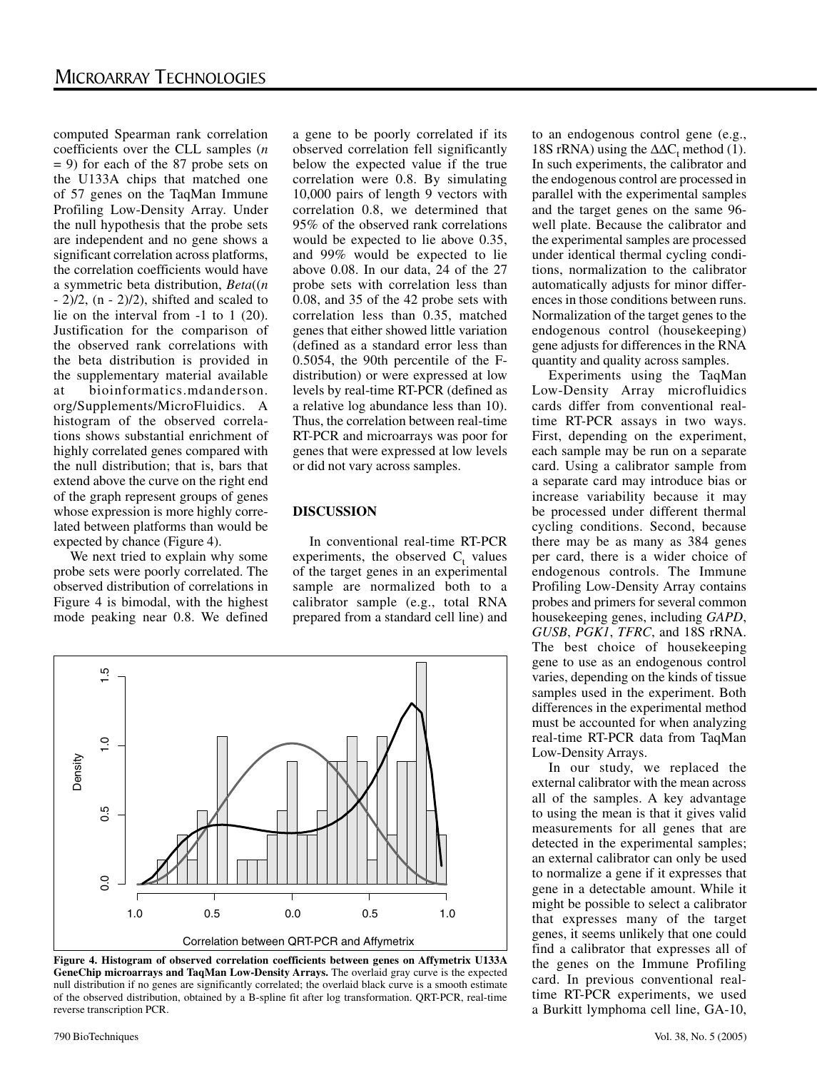computed Spearman rank correlation coefficients over the CLL samples ($n = 9$) for each of the 87 probe sets on the U133A chips that matched one of 57 genes on the TaqMan Immune Profiling Low-Density Array. Under the null hypothesis that the probe sets are independent and no gene shows a significant correlation across platforms, the correlation coefficients would have a symmetric beta distribution, $Beta((n - 2)/2, (n - 2)/2)$, shifted and scaled to lie on the interval from -1 to 1 (20). Justification for the comparison of the observed rank correlations with the beta distribution is provided in the supplementary material available at bioinformatics.mdanderson.org/Supplements/MicroFluidics. A histogram of the observed correlations shows substantial enrichment of highly correlated genes compared with the null distribution; that is, bars that extend above the curve on the right end of the graph represent groups of genes whose expression is more highly correlated between platforms than would be expected by chance (Figure 4).

We next tried to explain why some probe sets were poorly correlated. The observed distribution of correlations in Figure 4 is bimodal, with the highest mode peaking near 0.8. We defined a gene to be poorly correlated if its observed correlation fell significantly below the expected value if the true correlation were 0.8. By simulating 10,000 pairs of length 9 vectors with correlation 0.8, we determined that 95% of the observed rank correlations would be expected to lie above 0.35, and 99% would be expected to lie above 0.08. In our data, 24 of the 27 probe sets with correlation less than 0.08, and 35 of the 42 probe sets with correlation less than 0.35, matched genes that either showed little variation (defined as a standard error less than 0.5054, the 90th percentile of the F-distribution) or were expressed at low levels by real-time RT-PCR (defined as a relative log abundance less than 10). Thus, the correlation between real-time RT-PCR and microarrays was poor for genes that were expressed at low levels or did not vary across samples.

## DISCUSSION

In conventional real-time RT-PCR experiments, the observed $C_t$ values of the target genes in an experimental sample are normalized both to a calibrator sample (e.g., total RNA prepared from a standard cell line) and to an endogenous control gene (e.g., 18S rRNA) using the $\Delta\Delta C_t$ method (1). In such experiments, the calibrator and the endogenous control are processed in parallel with the experimental samples and the target genes on the same 96-well plate. Because the calibrator and the experimental samples are processed under identical thermal cycling conditions, normalization to the calibrator automatically adjusts for minor differences in those conditions between runs. Normalization of the target genes to the endogenous control (housekeeping) gene adjusts for differences in the RNA quantity and quality across samples.

Experiments using the TaqMan Low-Density Array microfluidics cards differ from conventional real-time RT-PCR assays in two ways. First, depending on the experiment, each sample may be run on a separate card. Using a calibrator sample from a separate card may introduce bias or increase variability because it may be processed under different thermal cycling conditions. Second, because there may be as many as 384 genes per card, there is a wider choice of endogenous controls. The Immune Profiling Low-Density Array contains probes and primers for several common housekeeping genes, including *GAPD*, *GUSB*, *PGK1*, *TFRC*, and 18S rRNA. The best choice of housekeeping gene to use as an endogenous control varies, depending on the kinds of tissue samples used in the experiment. Both differences in the experimental method must be accounted for when analyzing real-time RT-PCR data from TaqMan Low-Density Arrays.

In our study, we replaced the external calibrator with the mean across all of the samples. A key advantage to using the mean is that it gives valid measurements for all genes that are detected in the experimental samples; an external calibrator can only be used to normalize a gene if it expresses that gene in a detectable amount. While it might be possible to select a calibrator that expresses many of the target genes, it seems unlikely that one could find a calibrator that expresses all of the genes on the Immune Profiling card. In previous conventional real-time RT-PCR experiments, we used a Burkitt lymphoma cell line, GA-10,

**Figure 4. Histogram of observed correlation coefficients between genes on Affymetrix U133A GeneChip microarrays and TaqMan Low-Density Arrays.** The overlaid gray curve is the expected null distribution if no genes are significantly correlated; the overlaid black curve is a smooth estimate of the observed distribution, obtained by a B-spline fit after log transformation. QRT-PCR, real-time reverse transcription PCR.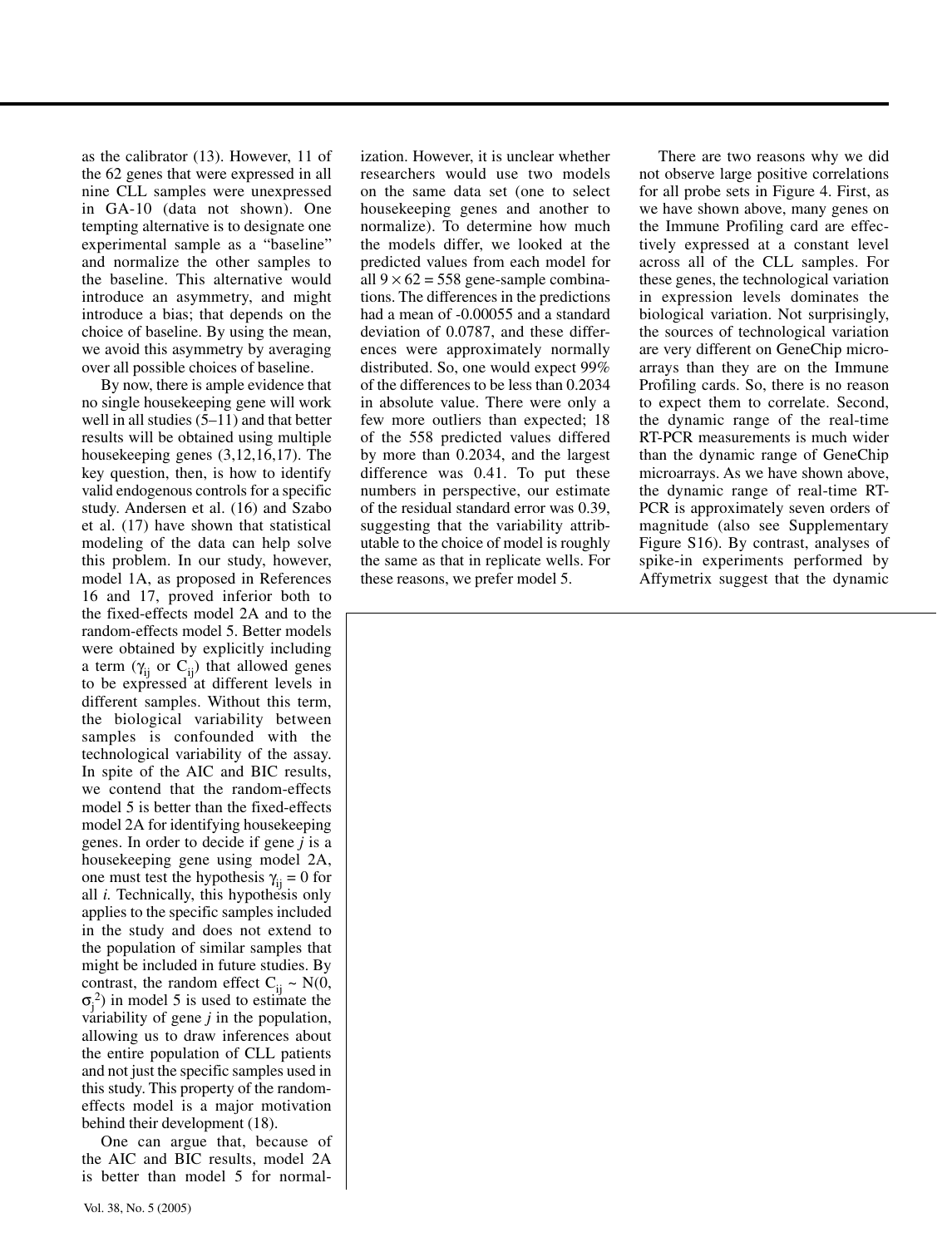as the calibrator (13). However, 11 of the 62 genes that were expressed in all nine CLL samples were unexpressed in GA-10 (data not shown). One tempting alternative is to designate one experimental sample as a "baseline" and normalize the other samples to the baseline. This alternative would introduce an asymmetry, and might introduce a bias; that depends on the choice of baseline. By using the mean, we avoid this asymmetry by averaging over all possible choices of baseline.

By now, there is ample evidence that no single housekeeping gene will work well in all studies (5–11) and that better results will be obtained using multiple housekeeping genes (3,12,16,17). The key question, then, is how to identify valid endogenous controls for a specific study. Andersen et al. (16) and Szabo et al. (17) have shown that statistical modeling of the data can help solve this problem. In our study, however, model 1A, as proposed in References 16 and 17, proved inferior both to the fixed-effects model 2A and to the random-effects model 5. Better models were obtained by explicitly including a term ($\gamma_{ij}$ or $C_{ij}$) that allowed genes to be expressed at different levels in different samples. Without this term, the biological variability between samples is confounded with the technological variability of the assay. In spite of the AIC and BIC results, we contend that the random-effects model 5 is better than the fixed-effects model 2A for identifying housekeeping genes. In order to decide if gene *j* is a housekeeping gene using model 2A, one must test the hypothesis $\gamma_{ij} = 0$ for all *i*. Technically, this hypothesis only applies to the specific samples included in the study and does not extend to the population of similar samples that might be included in future studies. By contrast, the random effect $C_{ij} \sim N(0, \sigma_j^2)$ in model 5 is used to estimate the variability of gene *j* in the population, allowing us to draw inferences about the entire population of CLL patients and not just the specific samples used in this study. This property of the random-effects model is a major motivation behind their development (18).

One can argue that, because of the AIC and BIC results, model 2A is better than model 5 for normalization. However, it is unclear whether researchers would use two models on the same data set (one to select housekeeping genes and another to normalize). To determine how much the models differ, we looked at the predicted values from each model for all $9 \times 62 = 558$ gene-sample combinations. The differences in the predictions had a mean of -0.00055 and a standard deviation of 0.0787, and these differences were approximately normally distributed. So, one would expect 99% of the differences to be less than 0.2034 in absolute value. There were only a few more outliers than expected; 18 of the 558 predicted values differed by more than 0.2034, and the largest difference was 0.41. To put these numbers in perspective, our estimate of the residual standard error was 0.39, suggesting that the variability attributable to the choice of model is roughly the same as that in replicate wells. For these reasons, we prefer model 5.

There are two reasons why we did not observe large positive correlations for all probe sets in Figure 4. First, as we have shown above, many genes on the Immune Profiling card are effectively expressed at a constant level across all of the CLL samples. For these genes, the technological variation in expression levels dominates the biological variation. Not surprisingly, the sources of technological variation are very different on GeneChip microarrays than they are on the Immune Profiling cards. So, there is no reason to expect them to correlate. Second, the dynamic range of the real-time RT-PCR measurements is much wider than the dynamic range of GeneChip microarrays. As we have shown above, the dynamic range of real-time RT-PCR is approximately seven orders of magnitude (also see Supplementary Figure S16). By contrast, analyses of spike-in experiments performed by Affymetrix suggest that the dynamic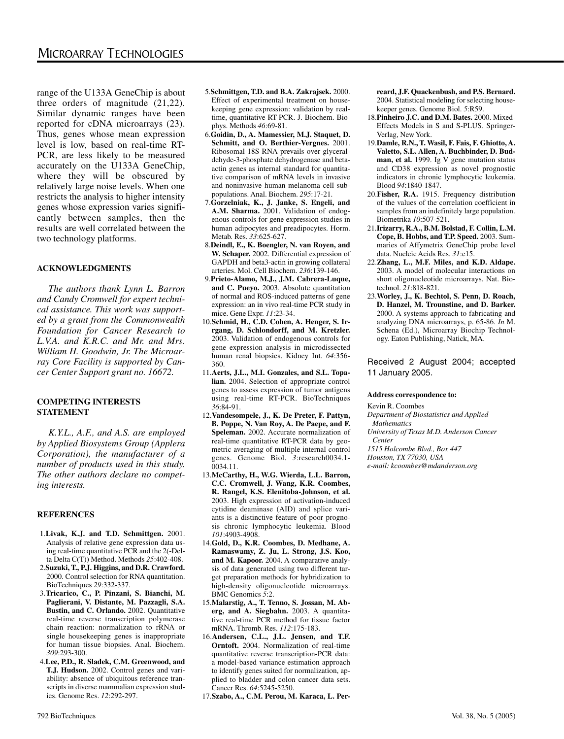range of the U133A GeneChip is about three orders of magnitude (21,22). Similar dynamic ranges have been reported for cDNA microarrays (23). Thus, genes whose mean expression level is low, based on real-time RT-PCR, are less likely to be measured accurately on the U133A GeneChip, where they will be obscured by relatively large noise levels. When one restricts the analysis to higher intensity genes whose expression varies significantly between samples, then the results are well correlated between the two technology platforms.

## ACKNOWLEDGMENTS

*The authors thank Lynn L. Barron and Candy Cromwell for expert technical assistance. This work was supported by a grant from the Commonwealth Foundation for Cancer Research to L.V.A. and K.R.C. and Mr. and Mrs. William H. Goodwin, Jr. The Microarray Core Facility is supported by Cancer Center Support grant no. 16672.*

## COMPETING INTERESTS STATEMENT

*K.Y.L., A.F., and A.S. are employed by Applied Biosystems Group (Applera Corporation), the manufacturer of a number of products used in this study. The other authors declare no competing interests.*

## REFERENCES

1. **Livak, K.J. and T.D. Schmittgen.** 2001. Analysis of relative gene expression data using real-time quantitative PCR and the 2(-Delta Delta C(T)) Method. Methods *25*:402-408.
2. **Suzuki, T., P.J. Higgins, and D.R. Crawford.** 2000. Control selection for RNA quantitation. BioTechniques *29*:332-337.
3. **Tricarico, C., P. Pinzani, S. Bianchi, M. Paglierani, V. Distante, M. Pazzagli, S.A. Bustin, and C. Orlando.** 2002. Quantitative real-time reverse transcription polymerase chain reaction: normalization to rRNA or single housekeeping genes is inappropriate for human tissue biopsies. Anal. Biochem. *309*:293-300.
4. **Lee, P.D., R. Sladek, C.M. Greenwood, and T.J. Hudson.** 2002. Control genes and variability: absence of ubiquitous reference transcripts in diverse mammalian expression studies. Genome Res. *12*:292-297.
5. **Schmittgen, T.D. and B.A. Zakrajsek.** 2000. Effect of experimental treatment on housekeeping gene expression: validation by real-time, quantitative RT-PCR. J. Biochem. Biophys. Methods *46*:69-81.
6. **Goidin, D., A. Mamessier, M.J. Staquet, D. Schmitt, and O. Berthier-Vergnes.** 2001. Ribosomal 18S RNA prevails over glyceraldehyde-3-phosphate dehydrogenase and beta-actin genes as internal standard for quantitative comparison of mRNA levels in invasive and noninvasive human melanoma cell subpopulations. Anal. Biochem. *295*:17-21.
7. **Gorzelniak, K., J. Janke, S. Engeli, and A.M. Sharma.** 2001. Validation of endogenous controls for gene expression studies in human adipocytes and preadipocytes. Horm. Metab. Res. *33*:625-627.
8. **Deindl, E., K. Boengler, N. van Royen, and W. Schaper.** 2002. Differential expression of GAPDH and beta3-actin in growing collateral arteries. Mol. Cell Biochem. *236*:139-146.
9. **Prieto-Alamo, M.J., J.M. Cabrera-Luque, and C. Pueyo.** 2003. Absolute quantitation of normal and ROS-induced patterns of gene expression: an in vivo real-time PCR study in mice. Gene Expr. *11*:23-34.
10. **Schmid, H., C.D. Cohen, A. Henger, S. Irrgang, D. Schlondorff, and M. Kretzler.** 2003. Validation of endogenous controls for gene expression analysis in microdissected human renal biopsies. Kidney Int. *64*:356-360.
11. **Aerts, J.L., M.I. Gonzales, and S.L. Topalian.** 2004. Selection of appropriate control genes to assess expression of tumor antigens using real-time RT-PCR. BioTechniques *36*:84-91.
12. **Vandesompele, J., K. De Preter, F. Pattyn, B. Poppe, N. Van Roy, A. De Paepe, and F. Speleman.** 2002. Accurate normalization of real-time quantitative RT-PCR data by geometric averaging of multiple internal control genes. Genome Biol. *3*:research0034.1-0034.11.
13. **McCarthy, H., W.G. Wierda, L.L. Barron, C.C. Cromwell, J. Wang, K.R. Coombes, R. Rangel, K.S. Elenitoba-Johnson, et al.** 2003. High expression of activation-induced cytidine deaminase (AID) and splice variants is a distinctive feature of poor prognosis chronic lymphocytic leukemia. Blood *101*:4903-4908.
14. **Gold, D., K.R. Coombes, D. Medhane, A. Ramaswamy, Z. Ju, L. Strong, J.S. Koo, and M. Kapoor.** 2004. A comparative analysis of data generated using two different target preparation methods for hybridization to high-density oligonucleotide microarrays. BMC Genomics *5*:2.
15. **Malarstig, A., T. Tenno, S. Jossan, M. Aberg, and A. Siegbahn.** 2003. A quantitative real-time PCR method for tissue factor mRNA. Thromb. Res. *112*:175-183.
16. **Andersen, C.L., J.L. Jensen, and T.F. Orntoft.** 2004. Normalization of real-time quantitative reverse transcription-PCR data: a model-based variance estimation approach to identify genes suited for normalization, applied to bladder and colon cancer data sets. Cancer Res. *64*:5245-5250.
17. **Szabo, A., C.M. Perou, M. Karaca, L. Perreard, J.F. Quackenbush, and P.S. Bernard.** 2004. Statistical modeling for selecting housekeeper genes. Genome Biol. *5*:R59.
18. **Pinheiro J.C. and D.M. Bates.** 2000. Mixed-Effects Models in S and S-PLUS. Springer-Verlag, New York.
19. **Damle, R.N., T. Wasil, F. Fais, F. Ghiotto, A. Valetto, S.L. Allen, A. Buchbinder, D. Budman, et al.** 1999. Ig V gene mutation status and CD38 expression as novel prognostic indicators in chronic lymphocytic leukemia. Blood *94*:1840-1847.
20. **Fisher, R.A.** 1915. Frequency distribution of the values of the correlation coefficient in samples from an indefinitely large population. Biometrika *10*:507-521.
21. **Irizarry, R.A., B.M. Bolstad, F. Collin, L.M. Cope, B. Hobbs, and T.P. Speed.** 2003. Summaries of Affymetrix GeneChip probe level data. Nucleic Acids Res. *31*:e15.
22. **Zhang, L., M.F. Miles, and K.D. Aldape.** 2003. A model of molecular interactions on short oligonucleotide microarrays. Nat. Biotechnol. *21*:818-821.
23. **Worley, J., K. Bechtol, S. Penn, D. Roach, D. Hanzel, M. Trounstine, and D. Barker.** 2000. A systems approach to fabricating and analyzing DNA microarrays, p. 65-86. *In* M. Schena (Ed.), Microarray Biochip Technology. Eaton Publishing, Natick, MA.

Received 2 August 2004; accepted 11 January 2005.

**Address correspondence to:**

Kevin R. Coombes
*Department of Biostatistics and Applied Mathematics*
*University of Texas M.D. Anderson Cancer Center*
*1515 Holcombe Blvd., Box 447*
*Houston, TX 77030, USA*
*e-mail: kcoombes@mdanderson.org*